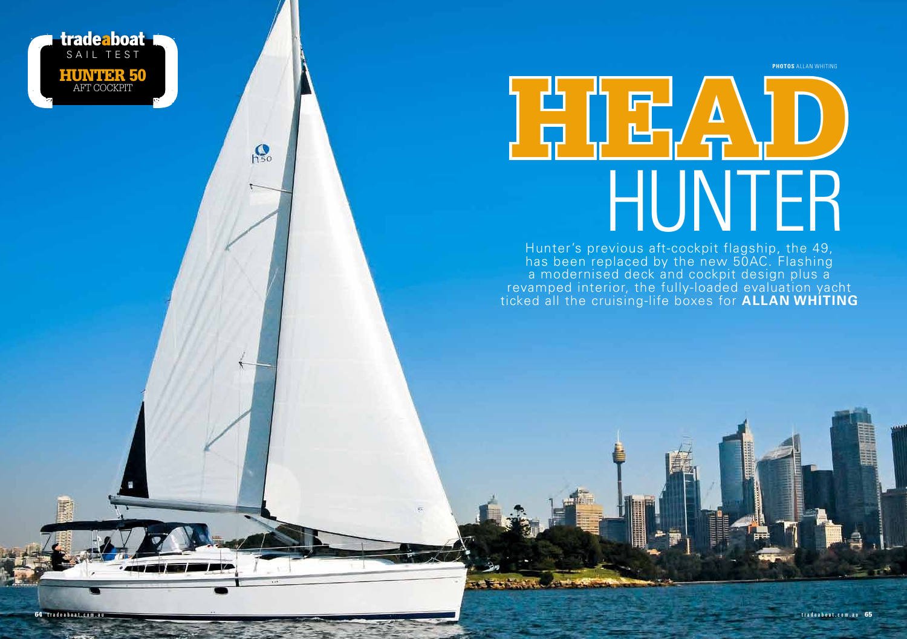tradeaboat SAIL TEST

HUNTER 50 AFT COCKPIT

PHOTOS ALLAN WHITING

# HEAD HUNTER

Hunter's previous aft-cockpit flagship, the 49, has been replaced by the new 50AC. Flashing a modernised deck and cockpit design plus a revamped interior, the fully-loaded evaluation yacht ticked all the cruising-life boxes for **ALLAN WHITING**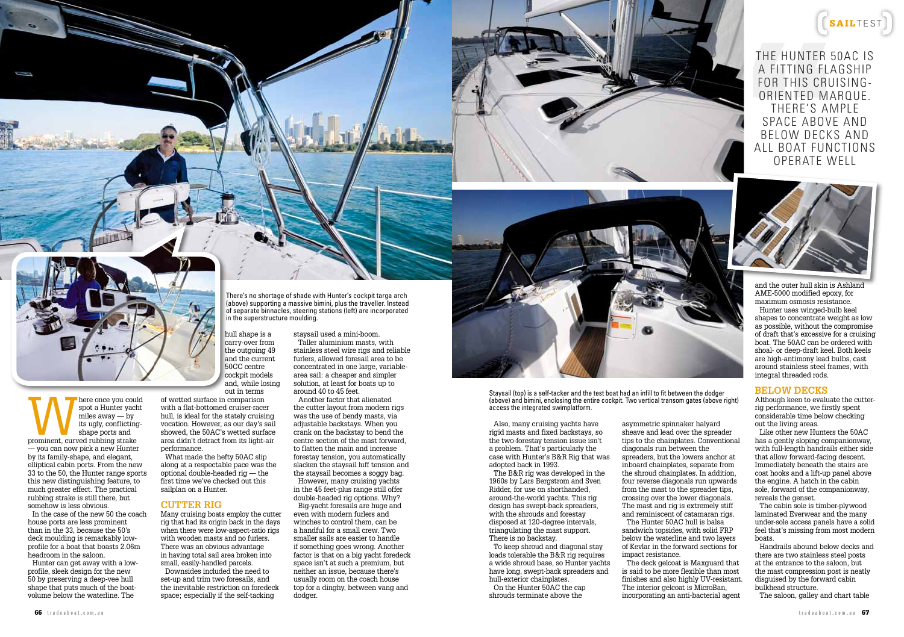THE HUNTER 50AC IS A FITTING FLAGSHIP FOR THIS CRUISING-ORIENTED MARQUE. THERE'S AMPLE SPACE ABOVE AND BELOW DECKS AND ALL BOAT FUNCTIONS OPERATE WELL

There's no shortage of shade with Hunter's cockpit targa arch (above) supporting a massive bimini, plus the traveller. Instead of separate binnacles, steering stations (left) are incorporated in the superstructure moulding.

Where once you could spot a Hunter yacht miles away — by its ugly, conflicting-shape ports and prominent, curved rubbing strake — you can now pick a new Hunter by its family-shape, and elegant, elliptical cabin ports. From the new 33 to the 50, the Hunter range sports this new distinguishing feature, to much greater effect. The practical rubbing strake is still there, but somehow is less obvious.

In the case of the new 50 the coach house ports are less prominent than in the 33, because the 50's deck moulding is remarkably low-profile for a boat that boasts 2.06m headroom in the saloon.

Hunter can get away with a low-profile, sleek design for the new 50 by preserving a deep-vee hull shape that puts much of the boat-volume below the waterline. The hull shape is a carry-over from the outgoing 49 and the current 50CC centre cockpit models and, while losing out in terms of wetted surface in comparison with a flat-bottomed cruiser-racer hull, is ideal for the stately cruising vocation. However, as our day's sail showed, the 50AC's wetted surface area didn't detract from its light-air performance.

What made the hefty 50AC slip along at a respectable pace was the optional double-headed rig — the first time we've checked out this sailplan on a Hunter.

## CUTTER RIG

Many cruising boats employ the cutter rig that had its origin back in the days when there were low-aspect-ratio rigs with wooden masts and no furlers. There was an obvious advantage in having total sail area broken into small, easily-handled parcels.

Downsides included the need to set-up and trim two foresails, and the inevitable restriction on foredeck space; especially if the self-tacking staysail used a mini-boom.

Taller aluminium masts, with stainless steel wire rigs and reliable furlers, allowed foresail area to be concentrated in one large, variable-area sail: a cheaper and simpler solution, at least for boats up to around 40 to 45 feet.

Another factor that alienated the cutter layout from modern rigs was the use of bendy masts, via adjustable backstays. When you crank on the backstay to bend the centre section of the mast forward, to flatten the main and increase forestay tension, you automatically slacken the staysail luff tension and the staysail becomes a soggy bag.

However, many cruising yachts in the 45 feet-plus range still offer double-headed rig options. Why?

Big-yacht foresails are huge and even with modern furlers and winches to control them, can be a handful for a small crew. Two smaller sails are easier to handle if something goes wrong. Another factor is that on a big yacht foredeck space isn't at such a premium, but neither an issue, because there's usually room on the coach house top for a dinghy, between vang and dodger.

Staysail (top) is a self-tacker and the test boat had an infill to fit between the dodger (above) and bimini, enclosing the entire cockpit. Two vertical transom gates (above right) access the integrated swimplatform.

Also, many cruising yachts have rigid masts and fixed backstays, so the two-forestay tension issue isn't a problem. That's particularly the case with Hunter's B&R Rig that was adopted back in 1993.

The B&R rig was developed in the 1960s by Lars Bergstrom and Sven Ridder, for use on shorthanded, around-the-world yachts. This rig design has swept-back spreaders, with the shrouds and forestay disposed at 120-degree intervals, triangulating the mast support. There is no backstay.

To keep shroud and diagonal stay loads tolerable the B&R rig requires a wide shroud base, so Hunter yachts have long, swept-back spreaders and hull-exterior chainplates.

On the Hunter 50AC the cap shrouds terminate above the asymmetric spinnaker halyard sheave and lead over the spreader tips to the chainplates. Conventional diagonals run between the spreaders, but the lowers anchor at inboard chainplates, separate from the shroud chainplates. In addition, four reverse diagonals run upwards from the mast to the spreader tips, crossing over the lower diagonals. The mast and rig is extremely stiff and reminiscent of catamaran rigs.

The Hunter 50AC hull is balsa sandwich topsides, with solid FRP below the waterline and two layers of Kevlar in the forward sections for impact resistance.

The deck gelcoat is Maxguard that is said to be more flexible than most finishes and also highly UV-resistant. The interior gelcoat is MicroBan, incorporating an anti-bacterial agent and the outer hull skin is Ashland AME-5000 modified epoxy, for maximum osmosis resistance.

Hunter uses winged-bulb keel shapes to concentrate weight as low as possible, without the compromise of draft that's excessive for a cruising boat. The 50AC can be ordered with shoal- or deep-draft keel. Both keels are high-antimony lead bulbs, cast around stainless steel frames, with integral threaded rods.

## BELOW DECKS

Although keen to evaluate the cutter-rig performance, we firstly spent considerable time below checking out the living areas.

Like other new Hunters the 50AC has a gently sloping companionway, with full-length handrails either side that allow forward-facing descent. Immediately beneath the stairs are coat hooks and a lift-up panel above the engine. A hatch in the cabin sole, forward of the companionway, reveals the genset.

The cabin sole is timber-plywood laminated Everwear and the many under-sole access panels have a solid feel that's missing from most modern boats.

Handrails abound below decks and there are two stainless steel posts at the entrance to the saloon, but the mast compression post is neatly disguised by the forward cabin bulkhead structure.

The saloon, galley and chart table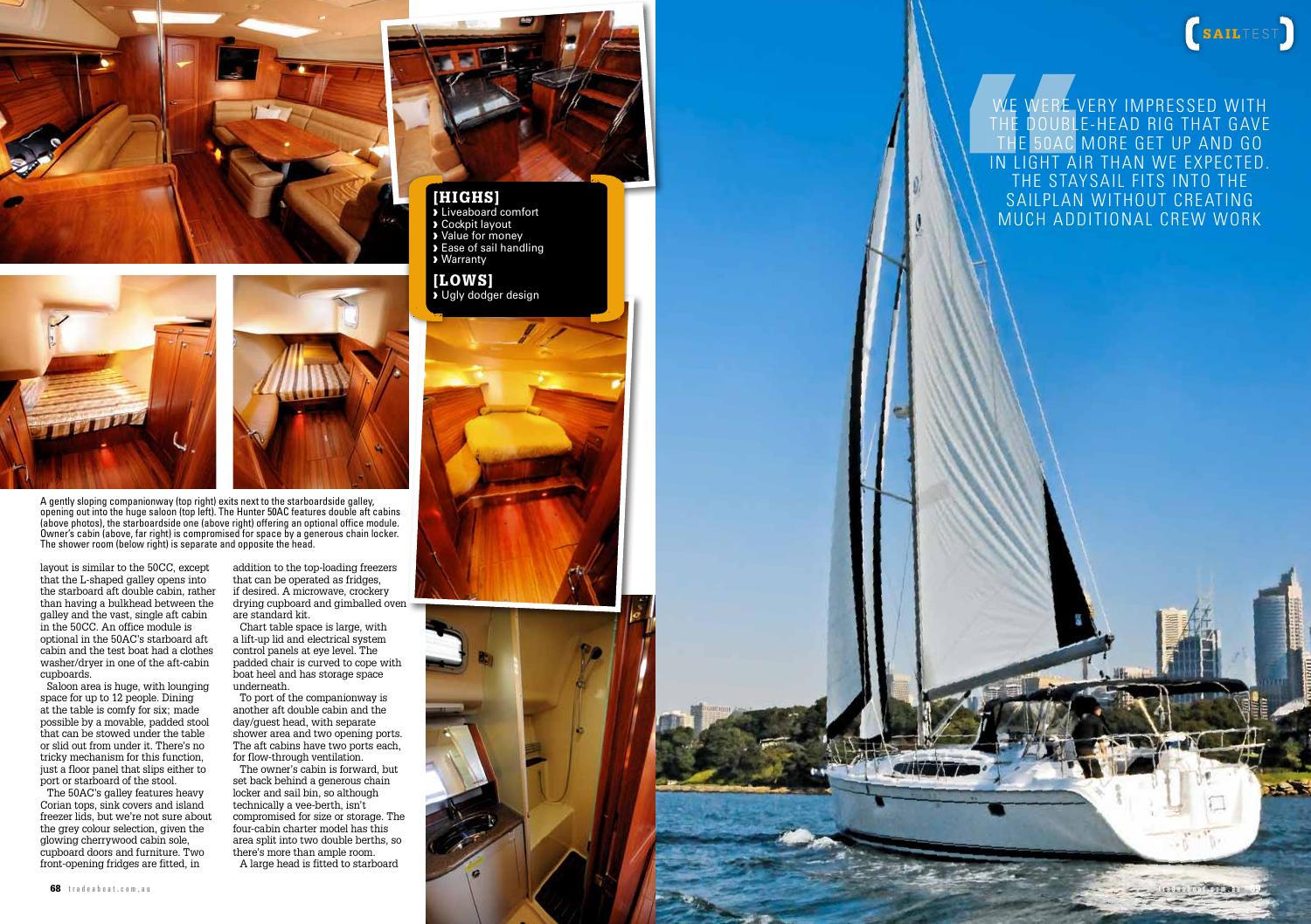WE WERE VERY IMPRESSED WITH THE DOUBLE-HEAD RIG THAT GAVE THE 50AC MORE GET UP AND GO IN LIGHT AIR THAN WE EXPECTED. THE STAYSAIL FITS INTO THE SAILPLAN WITHOUT CREATING MUCH ADDITIONAL CREW WORK

**[HIGHS]**

- Liveaboard comfort
- Cockpit layout
- Value for money
- Ease of sail handling
- Warranty

**[LOWS]**

- Ugly dodger design

A gently sloping companionway (top right) exits next to the starboardside galley, opening out into the huge saloon (top left). The Hunter 50AC features double aft cabins (above photos), the starboardside one (above right) offering an optional office module. Owner's cabin (above, far right) is compromised for space by a generous chain locker. The shower room (below right) is separate and opposite the head.

layout is similar to the 50CC, except that the L-shaped galley opens into the starboard aft double cabin, rather than having a bulkhead between the galley and the vast, single aft cabin in the 50CC. An office module is optional in the 50AC's starboard aft cabin and the test boat had a clothes washer/dryer in one of the aft-cabin cupboards.

Saloon area is huge, with lounging space for up to 12 people. Dining at the table is comfy for six; made possible by a movable, padded stool that can be stowed under the table or slid out from under it. There's no tricky mechanism for this function, just a floor panel that slips either to port or starboard of the stool.

The 50AC's galley features heavy Corian tops, sink covers and island freezer lids, but we're not sure about the grey colour selection, given the glowing cherrywood cabin sole, cupboard doors and furniture. Two front-opening fridges are fitted, in addition to the top-loading freezers that can be operated as fridges, if desired. A microwave, crockery drying cupboard and gimballed oven are standard kit.

Chart table space is large, with a lift-up lid and electrical system control panels at eye level. The padded chair is curved to cope with boat heel and has storage space underneath.

To port of the companionway is another aft double cabin and the day/guest head, with separate shower area and two opening ports. The aft cabins have two ports each, for flow-through ventilation.

The owner's cabin is forward, but set back behind a generous chain locker and sail bin, so although technically a vee-berth, isn't compromised for size or storage. The four-cabin charter model has this area split into two double berths, so there's more than ample room.

A large head is fitted to starboard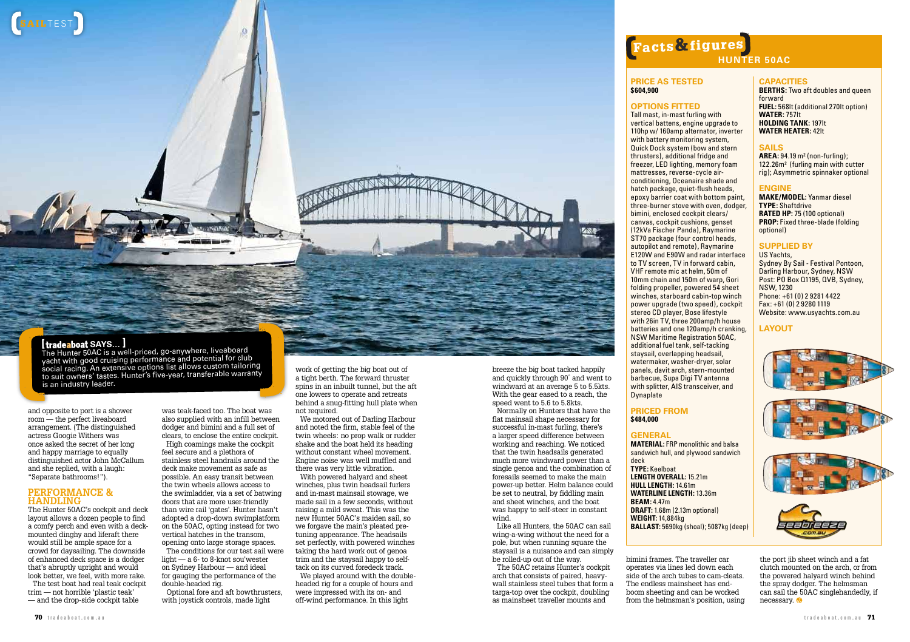**[tradeaboat SAYS... ]**
The Hunter 50AC is a well-priced, go-anywhere, liveaboard yacht with good cruising performance and potential for club social racing. An extensive options list allows custom tailoring to suit owners' tastes. Hunter's five-year, transferable warranty is an industry leader.

and opposite to port is a shower room — the perfect liveaboard arrangement. (The distinguished actress Googie Withers was once asked the secret of her long and happy marriage to equally distinguished actor John McCallum and she replied, with a laugh: "Separate bathrooms!").

## PERFORMANCE & HANDLING

The Hunter 50AC's cockpit and deck layout allows a dozen people to find a comfy perch and even with a deck-mounted dinghy and liferaft there would still be ample space for a crowd for daysailing. The downside of enhanced deck space is a dodger that's abruptly upright and would look better, we feel, with more rake.

The test boat had real teak cockpit trim — not horrible 'plastic teak' — and the drop-side cockpit table was teak-faced too. The boat was also supplied with an infill between dodger and bimini and a full set of clears, to enclose the entire cockpit.

High coamings make the cockpit feel secure and a plethora of stainless steel handrails around the deck make movement as safe as possible. An easy transit between the twin wheels allows access to the swimladder, via a set of batwing doors that are more user-friendly than wire rail 'gates'. Hunter hasn't adopted a drop-down swimplatform on the 50AC, opting instead for two vertical hatches in the transom, opening onto large storage spaces.

The conditions for our test sail were light — a 6- to 8-knot sou'wester on Sydney Harbour — and ideal for gauging the performance of the double-headed rig.

Optional fore and aft bowthrusters, with joystick controls, made light work of getting the big boat out of a tight berth. The forward thruster spins in an inbuilt tunnel, but the aft one lowers to operate and retreats behind a snug-fitting hull plate when not required.

We motored out of Darling Harbour and noted the firm, stable feel of the twin wheels: no prop walk or rudder shake and the boat held its heading without constant wheel movement. Engine noise was well muffled and there was very little vibration.

With powered halyard and sheet winches, plus twin headsail furlers and in-mast mainsail stowage, we made sail in a few seconds, without raising a mild sweat. This was the new Hunter 50AC's maiden sail, so we forgave the main's pleated pre-tuning appearance. The headsails set perfectly, with powered winches taking the hard work out of genoa trim and the staysail happy to self-tack on its curved foredeck track.

We played around with the double-headed rig for a couple of hours and were impressed with its on- and off-wind performance. In this light breeze the big boat tacked happily and quickly through 90° and went to windward at an average 5 to 5.5kts. With the gear eased to a reach, the speed went to 5.6 to 5.8kts.

Normally on Hunters that have the flat mainsail shape necessary for successful in-mast furling, there's a larger speed difference between working and reaching. We noticed that the twin headsails generated much more windward power than a single genoa and the combination of foresails seemed to make the main power-up better. Helm balance could be set to neutral, by fiddling main and sheet winches, and the boat was happy to self-steer in constant wind.

Like all Hunters, the 50AC can sail wing-a-wing without the need for a pole, but when running square the staysail is a nuisance and can simply be rolled-up out of the way.

The 50AC retains Hunter's cockpit arch that consists of paired, heavy-wall stainless steel tubes that form a targa-top over the cockpit, doubling as mainsheet traveller mounts and bimini frames. The traveller car operates via lines led down each side of the arch tubes to cam-cleats. The endless mainsheet has end-boom sheeting and can be worked from the helmsman's position, using the port jib sheet winch and a fat clutch mounted on the arch, or from the powered halyard winch behind the spray dodger. The helmsman can sail the 50AC singlehandedly, if necessary.

## Facts & figures
### HUNTER 50AC

**PRICE AS TESTED**
$604,900

**OPTIONS FITTED**
Tall mast, in-mast furling with vertical battens, engine upgrade to 110hp w/ 160amp alternator, inverter with battery monitoring system, Quick Dock system (bow and stern thrusters), additional fridge and freezer, LED lighting, memory foam mattresses, reverse-cycle air-conditioning, Oceanaire shade and hatch package, quiet-flush heads, epoxy barrier coat with bottom paint, three-burner stove with oven, dodger, bimini, enclosed cockpit clears/canvas, cockpit cushions, genset (12kVa Fischer Panda), Raymarine ST70 package (four control heads, autopilot and remote), Raymarine E120W and E90W and radar interface to TV screen, TV in forward cabin, VHF remote mic at helm, 50m of 10mm chain and 150m of warp, Gori folding propeller, powered 54 sheet winches, starboard cabin-top winch power upgrade (two speed), cockpit stereo CD player, Bose lifestyle with 26in TV, three 200amp/h house batteries and one 120amp/h cranking, NSW Maritime Registration 50AC, additional fuel tank, self-tacking staysail, overlapping headsail, watermaker, washer-dryer, solar panels, davit arch, stern-mounted barbecue, Supa Digi TV antenna with splitter, AIS transceiver, and Dynaplate

**PRICED FROM**
$484,000

**GENERAL**
**MATERIAL:** FRP monolithic and balsa sandwich hull, and plywood sandwich deck
**TYPE:** Keelboat
**LENGTH OVERALL:** 15.21m
**HULL LENGTH:** 14.61m
**WATERLINE LENGTH:** 13.36m
**BEAM:** 4.47m
**DRAFT:** 1.68m (2.13m optional)
**WEIGHT:** 14,884kg
**BALLAST:** 5690kg (shoal); 5087kg (deep)

**CAPACITIES**
**BERTHS:** Two aft doubles and queen forward
**FUEL:** 568lt (additional 270lt option)
**WATER:** 757lt
**HOLDING TANK:** 197lt
**WATER HEATER:** 42lt

**SAILS**
**AREA:** 94.19 m² (non-furling); 122.26m² (furling main with cutter rig); Asymmetric spinnaker optional

**ENGINE**
**MAKE/MODEL:** Yanmar diesel
**TYPE:** Shaftdrive
**RATED HP:** 75 (100 optional)
**PROP:** Fixed three-blade (folding optional)

**SUPPLIED BY**
US Yachts,
Sydney By Sail - Festival Pontoon, Darling Harbour, Sydney, NSW
Post: PO Box Q1195, QVB, Sydney, NSW, 1230
Phone: +61 (0) 2 9281 4422
Fax: +61 (0) 2 9280 1119
Website: www.usyachts.com.au

**LAYOUT**